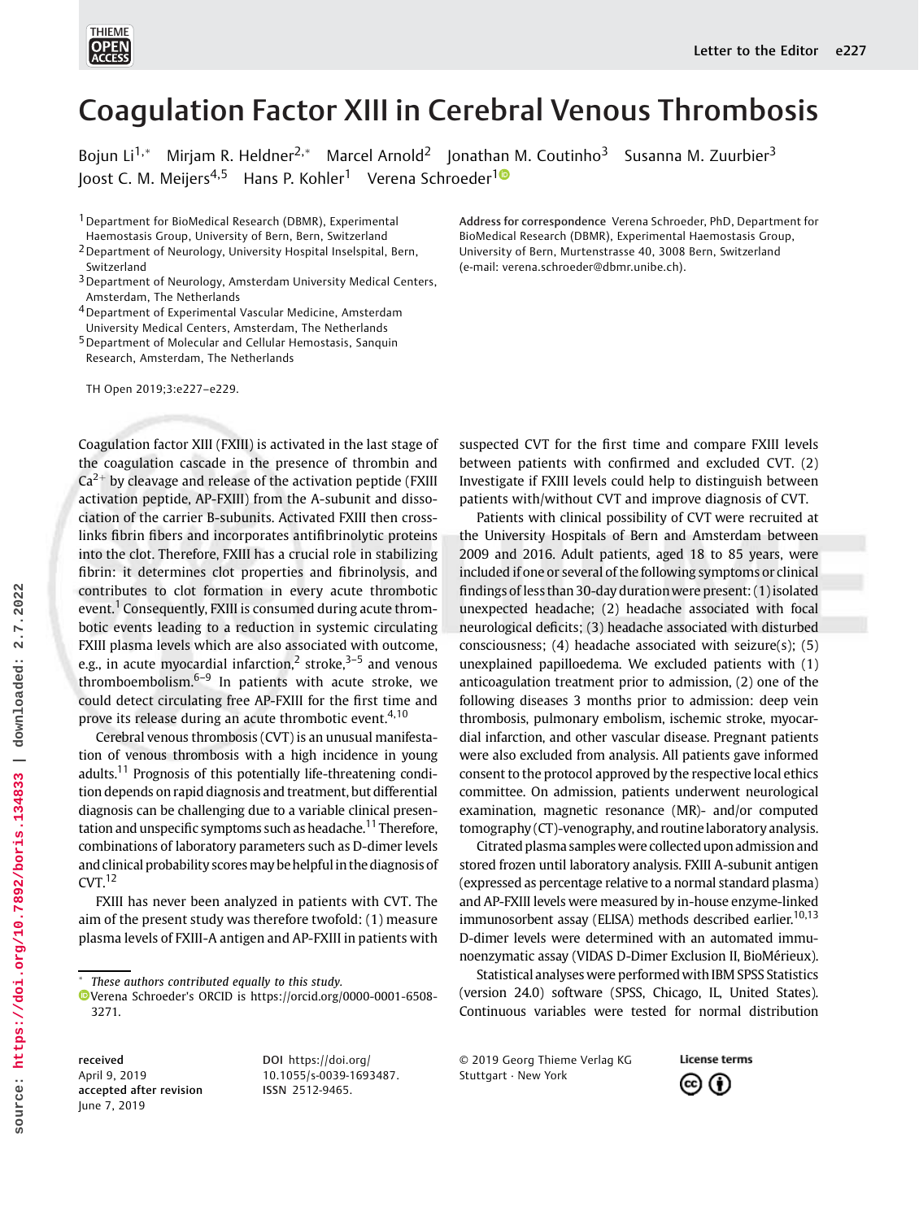# Coagulation Factor XIII in Cerebral Venous Thrombosis

Bojun Li[1,*] Mirjam R. Heldner[2,*] Marcel Arnold[2] Jonathan M. Coutinho[3] Susanna M. Zuurbier[3] Joost C. M. Meijers[4,5] Hans P. Kohler[1] Verena Schroeder[1]

[1] Department for BioMedical Research (DBMR), Experimental Haemostasis Group, University of Bern, Bern, Switzerland
[2] Department of Neurology, University Hospital Inselspital, Bern, Switzerland
[3] Department of Neurology, Amsterdam University Medical Centers, Amsterdam, The Netherlands
[4] Department of Experimental Vascular Medicine, Amsterdam University Medical Centers, Amsterdam, The Netherlands
[5] Department of Molecular and Cellular Hemostasis, Sanquin Research, Amsterdam, The Netherlands

**Address for correspondence** Verena Schroeder, PhD, Department for BioMedical Research (DBMR), Experimental Haemostasis Group, University of Bern, Murtenstrasse 40, 3008 Bern, Switzerland (e-mail: verena.schroeder@dbmr.unibe.ch).

TH Open 2019;3:e227–e229.

Coagulation factor XIII (FXIII) is activated in the last stage of the coagulation cascade in the presence of thrombin and $Ca^{2+}$ by cleavage and release of the activation peptide (FXIII activation peptide, AP-FXIII) from the A-subunit and dissociation of the carrier B-subunits. Activated FXIII then crosslinks fibrin fibers and incorporates antifibrinolytic proteins into the clot. Therefore, FXIII has a crucial role in stabilizing fibrin: it determines clot properties and fibrinolysis, and contributes to clot formation in every acute thrombotic event.[1] Consequently, FXIII is consumed during acute thrombotic events leading to a reduction in systemic circulating FXIII plasma levels which are also associated with outcome, e.g., in acute myocardial infarction,[2] stroke,[3–5] and venous thromboembolism.[6–9] In patients with acute stroke, we could detect circulating free AP-FXIII for the first time and prove its release during an acute thrombotic event.[4,10]

Cerebral venous thrombosis (CVT) is an unusual manifestation of venous thrombosis with a high incidence in young adults.[11] Prognosis of this potentially life-threatening condition depends on rapid diagnosis and treatment, but differential diagnosis can be challenging due to a variable clinical presentation and unspecific symptoms such as headache.[11] Therefore, combinations of laboratory parameters such as D-dimer levels and clinical probability scores may be helpful in the diagnosis of CVT.[12]

FXIII has never been analyzed in patients with CVT. The aim of the present study was therefore twofold: (1) measure plasma levels of FXIII-A antigen and AP-FXIII in patients with suspected CVT for the first time and compare FXIII levels between patients with confirmed and excluded CVT. (2) Investigate if FXIII levels could help to distinguish between patients with/without CVT and improve diagnosis of CVT.

Patients with clinical possibility of CVT were recruited at the University Hospitals of Bern and Amsterdam between 2009 and 2016. Adult patients, aged 18 to 85 years, were included if one or several of the following symptoms or clinical findings of less than 30-day duration were present: (1) isolated unexpected headache; (2) headache associated with focal neurological deficits; (3) headache associated with disturbed consciousness; (4) headache associated with seizure(s); (5) unexplained papilloedema. We excluded patients with (1) anticoagulation treatment prior to admission, (2) one of the following diseases 3 months prior to admission: deep vein thrombosis, pulmonary embolism, ischemic stroke, myocardial infarction, and other vascular disease. Pregnant patients were also excluded from analysis. All patients gave informed consent to the protocol approved by the respective local ethics committee. On admission, patients underwent neurological examination, magnetic resonance (MR)- and/or computed tomography (CT)-venography, and routine laboratory analysis.

Citrated plasma samples were collected upon admission and stored frozen until laboratory analysis. FXIII A-subunit antigen (expressed as percentage relative to a normal standard plasma) and AP-FXIII levels were measured by in-house enzyme-linked immunosorbent assay (ELISA) methods described earlier.[10,13] D-dimer levels were determined with an automated immunoenzymatic assay (VIDAS D-Dimer Exclusion II, BioMérieux).

Statistical analyses were performed with IBM SPSS Statistics (version 24.0) software (SPSS, Chicago, IL, United States). Continuous variables were tested for normal distribution

\* *These authors contributed equally to this study.*
Verena Schroeder's ORCID is https://orcid.org/0000-0001-6508-3271.

**received** April 9, 2019
**accepted after revision** June 7, 2019

DOI https://doi.org/10.1055/s-0039-1693487.
ISSN 2512-9465.

© 2019 Georg Thieme Verlag KG Stuttgart · New York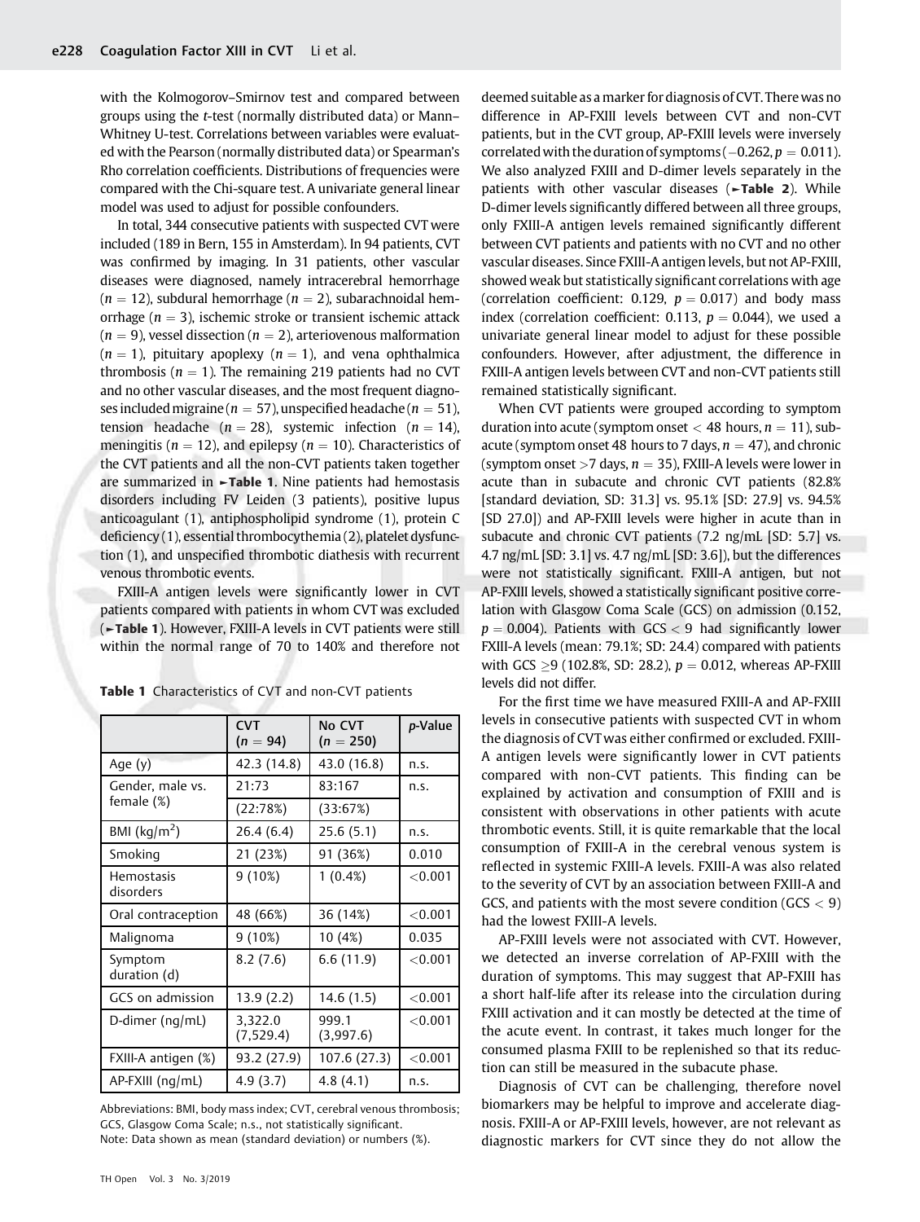with the Kolmogorov–Smirnov test and compared between groups using the *t*-test (normally distributed data) or Mann–Whitney U-test. Correlations between variables were evaluated with the Pearson (normally distributed data) or Spearman's Rho correlation coefficients. Distributions of frequencies were compared with the Chi-square test. A univariate general linear model was used to adjust for possible confounders.

In total, 344 consecutive patients with suspected CVT were included (189 in Bern, 155 in Amsterdam). In 94 patients, CVT was confirmed by imaging. In 31 patients, other vascular diseases were diagnosed, namely intracerebral hemorrhage ($n = 12$), subdural hemorrhage ($n = 2$), subarachnoidal hemorrhage ($n = 3$), ischemic stroke or transient ischemic attack ($n = 9$), vessel dissection ($n = 2$), arteriovenous malformation ($n = 1$), pituitary apoplexy ($n = 1$), and vena ophthalmica thrombosis ($n = 1$). The remaining 219 patients had no CVT and no other vascular diseases, and the most frequent diagnoses included migraine ($n = 57$), unspecified headache ($n = 51$), tension headache ($n = 28$), systemic infection ($n = 14$), meningitis ($n = 12$), and epilepsy ($n = 10$). Characteristics of the CVT patients and all the non-CVT patients taken together are summarized in ►**Table 1**. Nine patients had hemostasis disorders including FV Leiden (3 patients), positive lupus anticoagulant (1), antiphospholipid syndrome (1), protein C deficiency (1), essential thrombocythemia (2), platelet dysfunction (1), and unspecified thrombotic diathesis with recurrent venous thrombotic events.

FXIII-A antigen levels were significantly lower in CVT patients compared with patients in whom CVT was excluded (►**Table 1**). However, FXIII-A levels in CVT patients were still within the normal range of 70 to 140% and therefore not deemed suitable as a marker for diagnosis of CVT. There was no difference in AP-FXIII levels between CVT and non-CVT patients, but in the CVT group, AP-FXIII levels were inversely correlated with the duration of symptoms (−0.262, $p = 0.011$). We also analyzed FXIII and D-dimer levels separately in the patients with other vascular diseases (►**Table 2**). While D-dimer levels significantly differed between all three groups, only FXIII-A antigen levels remained significantly different between CVT patients and patients with no CVT and no other vascular diseases. Since FXIII-A antigen levels, but not AP-FXIII, showed weak but statistically significant correlations with age (correlation coefficient: 0.129, $p = 0.017$) and body mass index (correlation coefficient: 0.113, $p = 0.044$), we used a univariate general linear model to adjust for these possible confounders. However, after adjustment, the difference in FXIII-A antigen levels between CVT and non-CVT patients still remained statistically significant.

**Table 1** Characteristics of CVT and non-CVT patients

| | CVT ($n = 94$) | No CVT ($n = 250$) | *p*-Value |
|---|---|---|---|
| Age (y) | 42.3 (14.8) | 43.0 (16.8) | n.s. |
| Gender, male vs. female (%) | 21:73 | 83:167 | n.s. |
| | (22:78%) | (33:67%) | |
| BMI (kg/m$^2$) | 26.4 (6.4) | 25.6 (5.1) | n.s. |
| Smoking | 21 (23%) | 91 (36%) | 0.010 |
| Hemostasis disorders | 9 (10%) | 1 (0.4%) | <0.001 |
| Oral contraception | 48 (66%) | 36 (14%) | <0.001 |
| Malignoma | 9 (10%) | 10 (4%) | 0.035 |
| Symptom duration (d) | 8.2 (7.6) | 6.6 (11.9) | <0.001 |
| GCS on admission | 13.9 (2.2) | 14.6 (1.5) | <0.001 |
| D-dimer (ng/mL) | 3,322.0 (7,529.4) | 999.1 (3,997.6) | <0.001 |
| FXIII-A antigen (%) | 93.2 (27.9) | 107.6 (27.3) | <0.001 |
| AP-FXIII (ng/mL) | 4.9 (3.7) | 4.8 (4.1) | n.s. |

Abbreviations: BMI, body mass index; CVT, cerebral venous thrombosis; GCS, Glasgow Coma Scale; n.s., not statistically significant.
Note: Data shown as mean (standard deviation) or numbers (%).

When CVT patients were grouped according to symptom duration into acute (symptom onset < 48 hours, $n = 11$), subacute (symptom onset 48 hours to 7 days, $n = 47$), and chronic (symptom onset >7 days, $n = 35$), FXIII-A levels were lower in acute than in subacute and chronic CVT patients (82.8% [standard deviation, SD: 31.3] vs. 95.1% [SD: 27.9] vs. 94.5% [SD 27.0]) and AP-FXIII levels were higher in acute than in subacute and chronic CVT patients (7.2 ng/mL [SD: 5.7] vs. 4.7 ng/mL [SD: 3.1] vs. 4.7 ng/mL [SD: 3.6]), but the differences were not statistically significant. FXIII-A antigen, but not AP-FXIII levels, showed a statistically significant positive correlation with Glasgow Coma Scale (GCS) on admission (0.152, $p = 0.004$). Patients with GCS < 9 had significantly lower FXIII-A levels (mean: 79.1%; SD: 24.4) compared with patients with GCS ≥9 (102.8%, SD: 28.2), $p = 0.012$, whereas AP-FXIII levels did not differ.

For the first time we have measured FXIII-A and AP-FXIII levels in consecutive patients with suspected CVT in whom the diagnosis of CVT was either confirmed or excluded. FXIII-A antigen levels were significantly lower in CVT patients compared with non-CVT patients. This finding can be explained by activation and consumption of FXIII and is consistent with observations in other patients with acute thrombotic events. Still, it is quite remarkable that the local consumption of FXIII-A in the cerebral venous system is reflected in systemic FXIII-A levels. FXIII-A was also related to the severity of CVT by an association between FXIII-A and GCS, and patients with the most severe condition (GCS < 9) had the lowest FXIII-A levels.

AP-FXIII levels were not associated with CVT. However, we detected an inverse correlation of AP-FXIII with the duration of symptoms. This may suggest that AP-FXIII has a short half-life after its release into the circulation during FXIII activation and it can mostly be detected at the time of the acute event. In contrast, it takes much longer for the consumed plasma FXIII to be replenished so that its reduction can still be measured in the subacute phase.

Diagnosis of CVT can be challenging, therefore novel biomarkers may be helpful to improve and accelerate diagnosis. FXIII-A or AP-FXIII levels, however, are not relevant as diagnostic markers for CVT since they do not allow the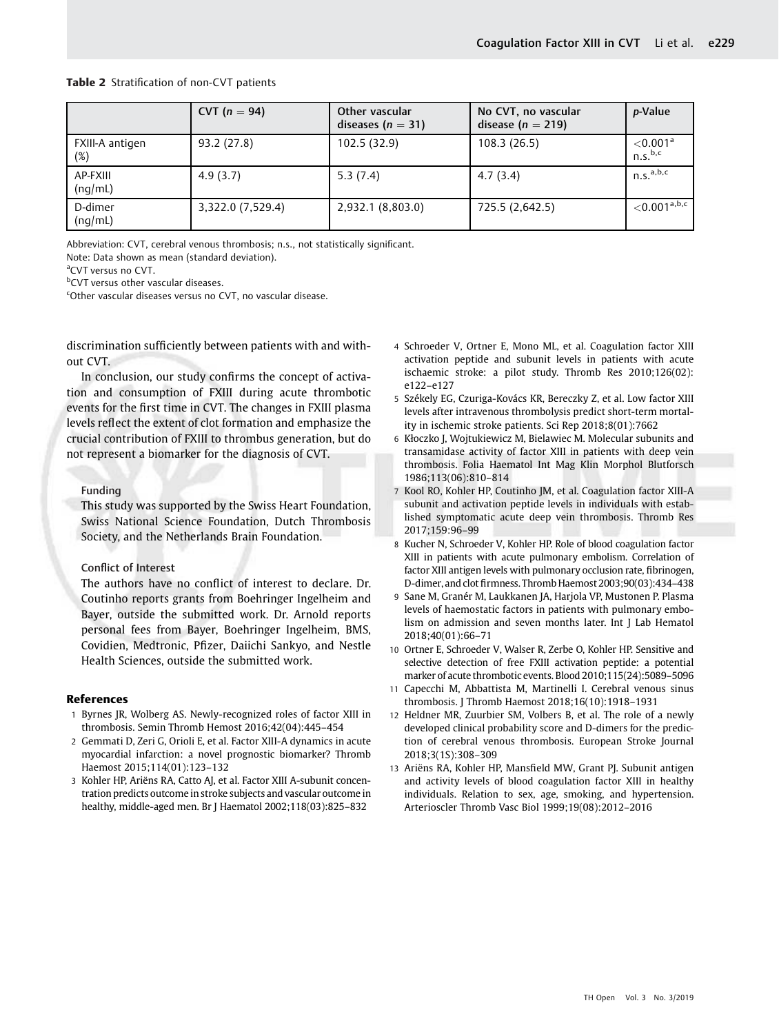**Table 2** Stratification of non-CVT patients

| | CVT ($n = 94$) | Other vascular diseases ($n = 31$) | No CVT, no vascular disease ($n = 219$) | *p*-Value |
|---|---|---|---|---|
| FXIII-A antigen (%) | 93.2 (27.8) | 102.5 (32.9) | 108.3 (26.5) | <0.001[a] n.s.[b,c] |
| AP-FXIII (ng/mL) | 4.9 (3.7) | 5.3 (7.4) | 4.7 (3.4) | n.s.[a,b,c] |
| D-dimer (ng/mL) | 3,322.0 (7,529.4) | 2,932.1 (8,803.0) | 725.5 (2,642.5) | <0.001[a,b,c] |

Abbreviation: CVT, cerebral venous thrombosis; n.s., not statistically significant.
Note: Data shown as mean (standard deviation).
[a]CVT versus no CVT.
[b]CVT versus other vascular diseases.
[c]Other vascular diseases versus no CVT, no vascular disease.

discrimination sufficiently between patients with and without CVT.

In conclusion, our study confirms the concept of activation and consumption of FXIII during acute thrombotic events for the first time in CVT. The changes in FXIII plasma levels reflect the extent of clot formation and emphasize the crucial contribution of FXIII to thrombus generation, but do not represent a biomarker for the diagnosis of CVT.

#### Funding

This study was supported by the Swiss Heart Foundation, Swiss National Science Foundation, Dutch Thrombosis Society, and the Netherlands Brain Foundation.

#### Conflict of Interest

The authors have no conflict of interest to declare. Dr. Coutinho reports grants from Boehringer Ingelheim and Bayer, outside the submitted work. Dr. Arnold reports personal fees from Bayer, Boehringer Ingelheim, BMS, Covidien, Medtronic, Pfizer, Daiichi Sankyo, and Nestle Health Sciences, outside the submitted work.

## References

1 Byrnes JR, Wolberg AS. Newly-recognized roles of factor XIII in thrombosis. Semin Thromb Hemost 2016;42(04):445–454

2 Gemmati D, Zeri G, Orioli E, et al. Factor XIII-A dynamics in acute myocardial infarction: a novel prognostic biomarker? Thromb Haemost 2015;114(01):123–132

3 Kohler HP, Ariëns RA, Catto AJ, et al. Factor XIII A-subunit concentration predicts outcome in stroke subjects and vascular outcome in healthy, middle-aged men. Br J Haematol 2002;118(03):825–832

4 Schroeder V, Ortner E, Mono ML, et al. Coagulation factor XIII activation peptide and subunit levels in patients with acute ischaemic stroke: a pilot study. Thromb Res 2010;126(02): e122–e127

5 Székely EG, Czuriga-Kovács KR, Bereczky Z, et al. Low factor XIII levels after intravenous thrombolysis predict short-term mortality in ischemic stroke patients. Sci Rep 2018;8(01):7662

6 Kłoczko J, Wojtukiewicz M, Bielawiec M. Molecular subunits and transamidase activity of factor XIII in patients with deep vein thrombosis. Folia Haematol Int Mag Klin Morphol Blutforsch 1986;113(06):810–814

7 Kool RO, Kohler HP, Coutinho JM, et al. Coagulation factor XIII-A subunit and activation peptide levels in individuals with established symptomatic acute deep vein thrombosis. Thromb Res 2017;159:96–99

8 Kucher N, Schroeder V, Kohler HP. Role of blood coagulation factor XIII in patients with acute pulmonary embolism. Correlation of factor XIII antigen levels with pulmonary occlusion rate, fibrinogen, D-dimer, and clot firmness. Thromb Haemost 2003;90(03):434–438

9 Sane M, Granér M, Laukkanen JA, Harjola VP, Mustonen P. Plasma levels of haemostatic factors in patients with pulmonary embolism on admission and seven months later. Int J Lab Hematol 2018;40(01):66–71

10 Ortner E, Schroeder V, Walser R, Zerbe O, Kohler HP. Sensitive and selective detection of free FXIII activation peptide: a potential marker of acute thrombotic events. Blood 2010;115(24):5089–5096

11 Capecchi M, Abbattista M, Martinelli I. Cerebral venous sinus thrombosis. J Thromb Haemost 2018;16(10):1918–1931

12 Heldner MR, Zuurbier SM, Volbers B, et al. The role of a newly developed clinical probability score and D-dimers for the prediction of cerebral venous thrombosis. European Stroke Journal 2018;3(1S):308–309

13 Ariëns RA, Kohler HP, Mansfield MW, Grant PJ. Subunit antigen and activity levels of blood coagulation factor XIII in healthy individuals. Relation to sex, age, smoking, and hypertension. Arterioscler Thromb Vasc Biol 1999;19(08):2012–2016